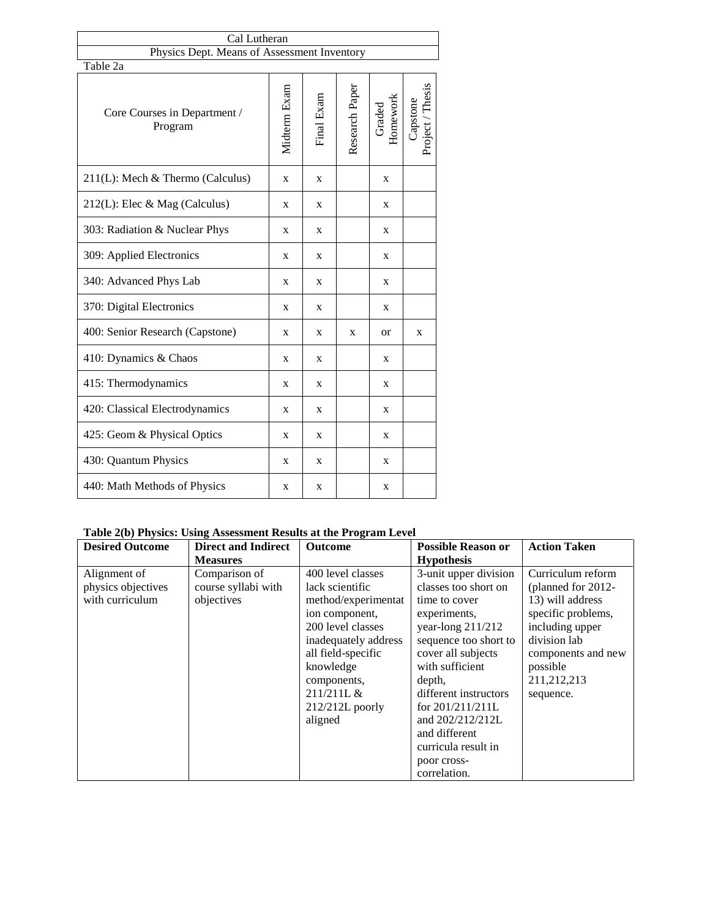Cal Lutheran

Physics Dept. Means of Assessment Inventory

Table 2a

| Core Courses in Department / Program | Midterm Exam | Final Exam | Research Paper | Graded Homework | Capstone Project / Thesis |
|---|---|---|---|---|---|
| 211(L): Mech & Thermo (Calculus) | x | x | | x | |
| 212(L): Elec & Mag (Calculus) | x | x | | x | |
| 303: Radiation & Nuclear Phys | x | x | | x | |
| 309: Applied Electronics | x | x | | x | |
| 340: Advanced Phys Lab | x | x | | x | |
| 370: Digital Electronics | x | x | | x | |
| 400: Senior Research (Capstone) | x | x | x | or | x |
| 410: Dynamics & Chaos | x | x | | x | |
| 415: Thermodynamics | x | x | | x | |
| 420: Classical Electrodynamics | x | x | | x | |
| 425: Geom & Physical Optics | x | x | | x | |
| 430: Quantum Physics | x | x | | x | |
| 440: Math Methods of Physics | x | x | | x | |

**Table 2(b) Physics: Using Assessment Results at the Program Level**

| Desired Outcome | Direct and Indirect Measures | Outcome | Possible Reason or Hypothesis | Action Taken |
|---|---|---|---|---|
| Alignment of physics objectives with curriculum | Comparison of course syllabi with objectives | 400 level classes lack scientific method/experimentation component, 200 level classes inadequately address all field-specific knowledge components, 211/211L & 212/212L poorly aligned | 3-unit upper division classes too short on time to cover experiments, year-long 211/212 sequence too short to cover all subjects with sufficient depth, different instructors for 201/211/211L and 202/212/212L and different curricula result in poor cross-correlation. | Curriculum reform (planned for 2012-13) will address specific problems, including upper division lab components and new possible 211,212,213 sequence. |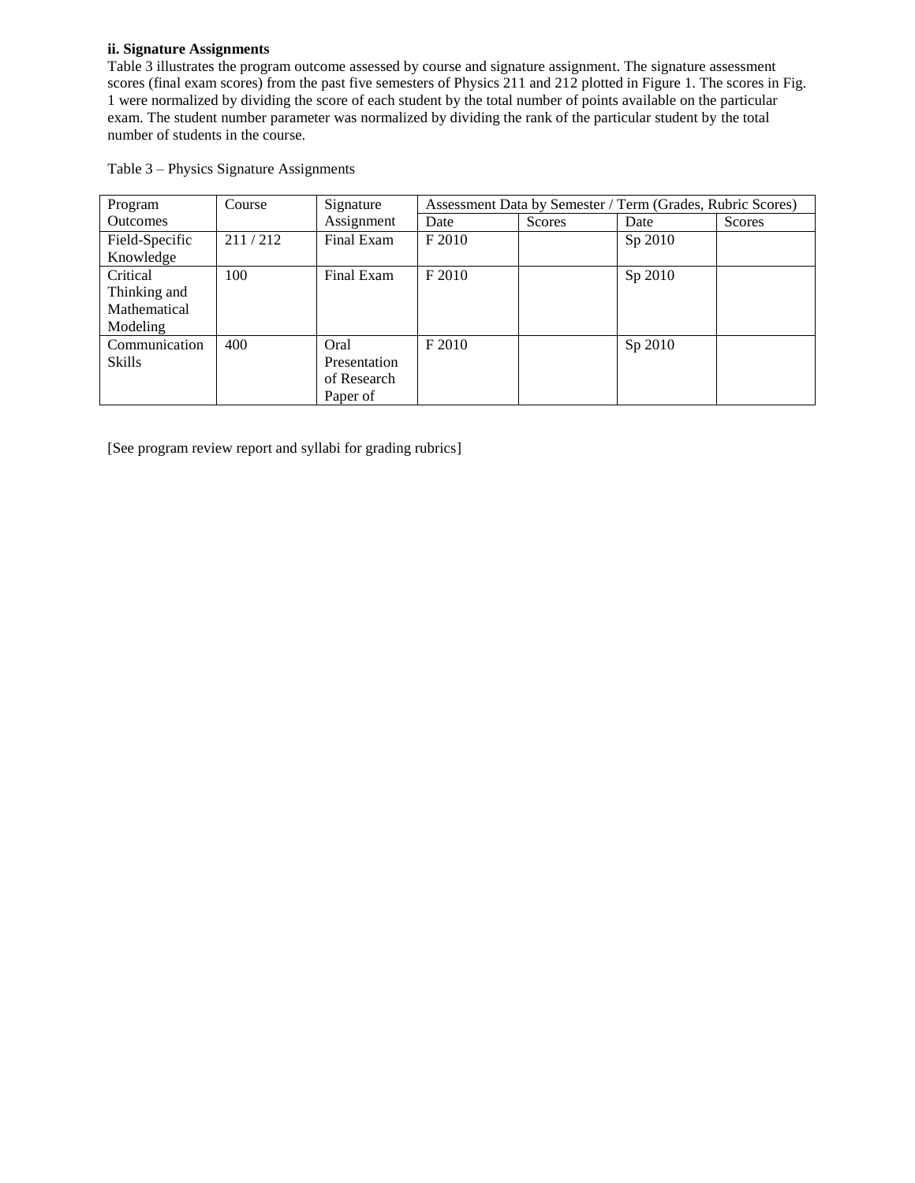**ii. Signature Assignments**

Table 3 illustrates the program outcome assessed by course and signature assignment. The signature assessment scores (final exam scores) from the past five semesters of Physics 211 and 212 plotted in Figure 1. The scores in Fig. 1 were normalized by dividing the score of each student by the total number of points available on the particular exam. The student number parameter was normalized by dividing the rank of the particular student by the total number of students in the course.

Table 3 – Physics Signature Assignments

| Program Outcomes | Course | Signature Assignment | Assessment Data by Semester / Term (Grades, Rubric Scores) | | | |
|---|---|---|---|---|---|---|
| | | | Date | Scores | Date | Scores |
| Field-Specific Knowledge | 211 / 212 | Final Exam | F 2010 | | Sp 2010 | |
| Critical Thinking and Mathematical Modeling | 100 | Final Exam | F 2010 | | Sp 2010 | |
| Communication Skills | 400 | Oral Presentation of Research Paper of | F 2010 | | Sp 2010 | |

[See program review report and syllabi for grading rubrics]